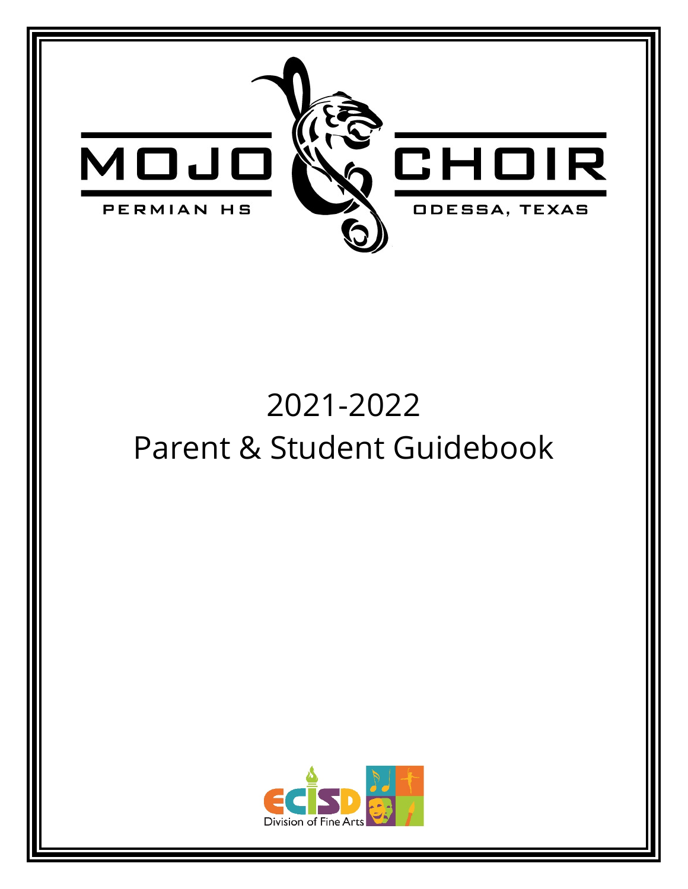MOJO CHOIR

PERMIAN HS

ODESSA, TEXAS

# 2021-2022
# Parent & Student Guidebook

ECISD Division of Fine Arts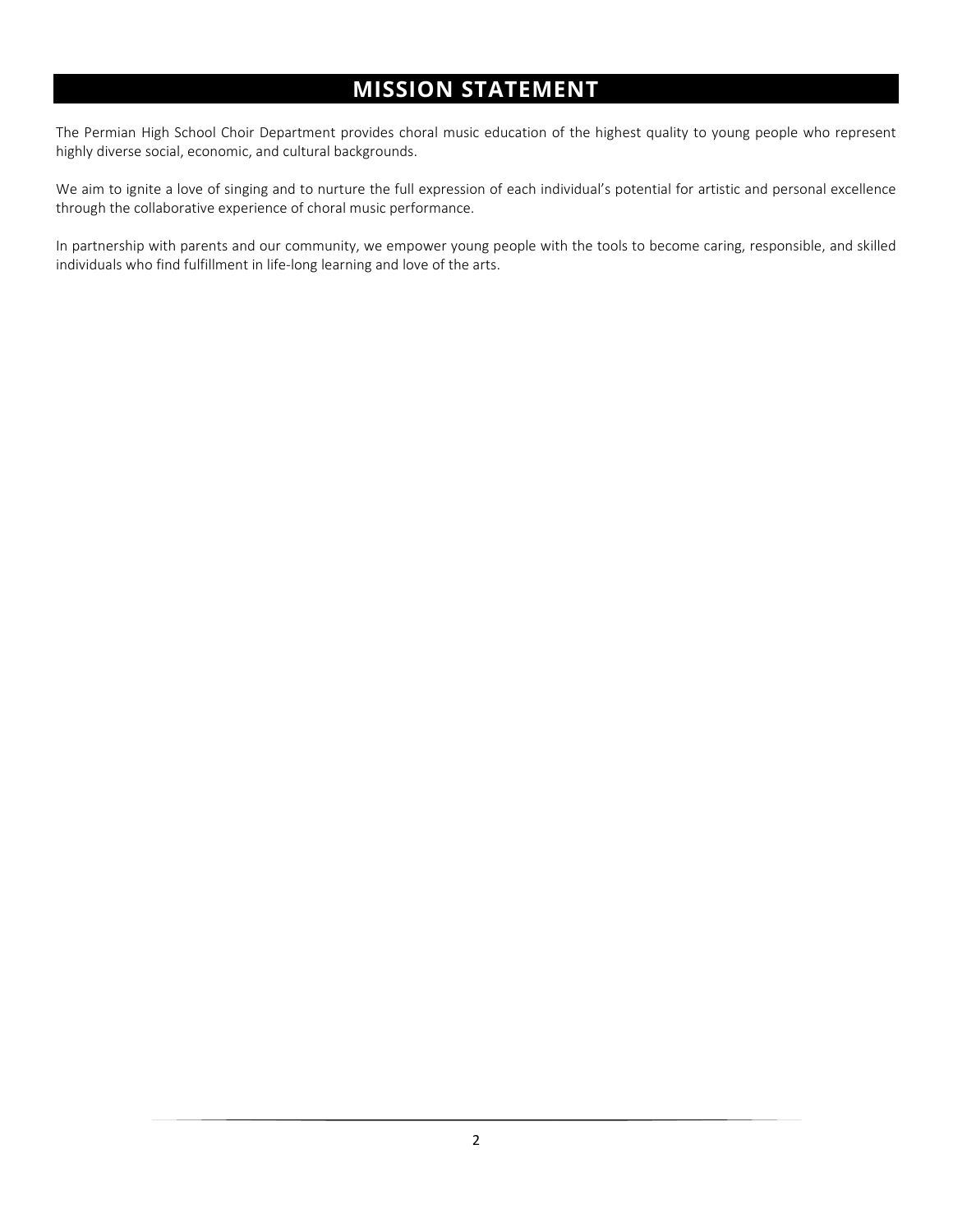# MISSION STATEMENT

The Permian High School Choir Department provides choral music education of the highest quality to young people who represent highly diverse social, economic, and cultural backgrounds.

We aim to ignite a love of singing and to nurture the full expression of each individual's potential for artistic and personal excellence through the collaborative experience of choral music performance.

In partnership with parents and our community, we empower young people with the tools to become caring, responsible, and skilled individuals who find fulfillment in life-long learning and love of the arts.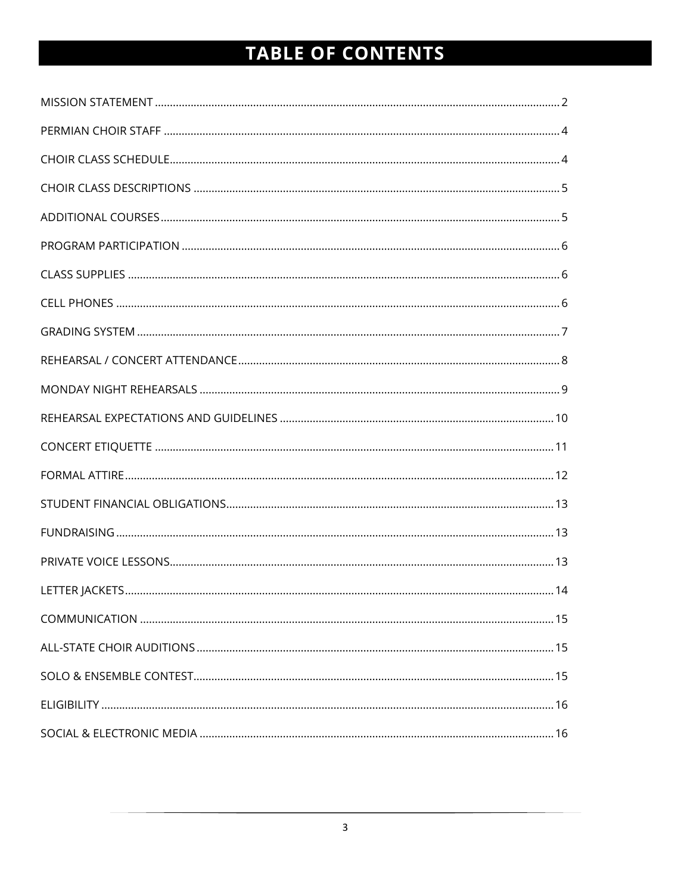# TABLE OF CONTENTS

MISSION STATEMENT ........................................................................................................................... 2

PERMIAN CHOIR STAFF ...................................................................................................................... 4

CHOIR CLASS SCHEDULE..................................................................................................................... 4

CHOIR CLASS DESCRIPTIONS ............................................................................................................. 5

ADDITIONAL COURSES ........................................................................................................................ 5

PROGRAM PARTICIPATION ................................................................................................................. 6

CLASS SUPPLIES .................................................................................................................................. 6

CELL PHONES ...................................................................................................................................... 6

GRADING SYSTEM ............................................................................................................................... 7

REHEARSAL / CONCERT ATTENDANCE ............................................................................................. 8

MONDAY NIGHT REHEARSALS ........................................................................................................... 9

REHEARSAL EXPECTATIONS AND GUIDELINES ............................................................................... 10

CONCERT ETIQUETTE ........................................................................................................................ 11

FORMAL ATTIRE ................................................................................................................................. 12

STUDENT FINANCIAL OBLIGATIONS ................................................................................................. 13

FUNDRAISING .................................................................................................................................... 13

PRIVATE VOICE LESSONS .................................................................................................................. 13

LETTER JACKETS ................................................................................................................................ 14

COMMUNICATION ............................................................................................................................. 15

ALL-STATE CHOIR AUDITIONS .......................................................................................................... 15

SOLO & ENSEMBLE CONTEST ............................................................................................................ 15

ELIGIBILITY ......................................................................................................................................... 16

SOCIAL & ELECTRONIC MEDIA .......................................................................................................... 16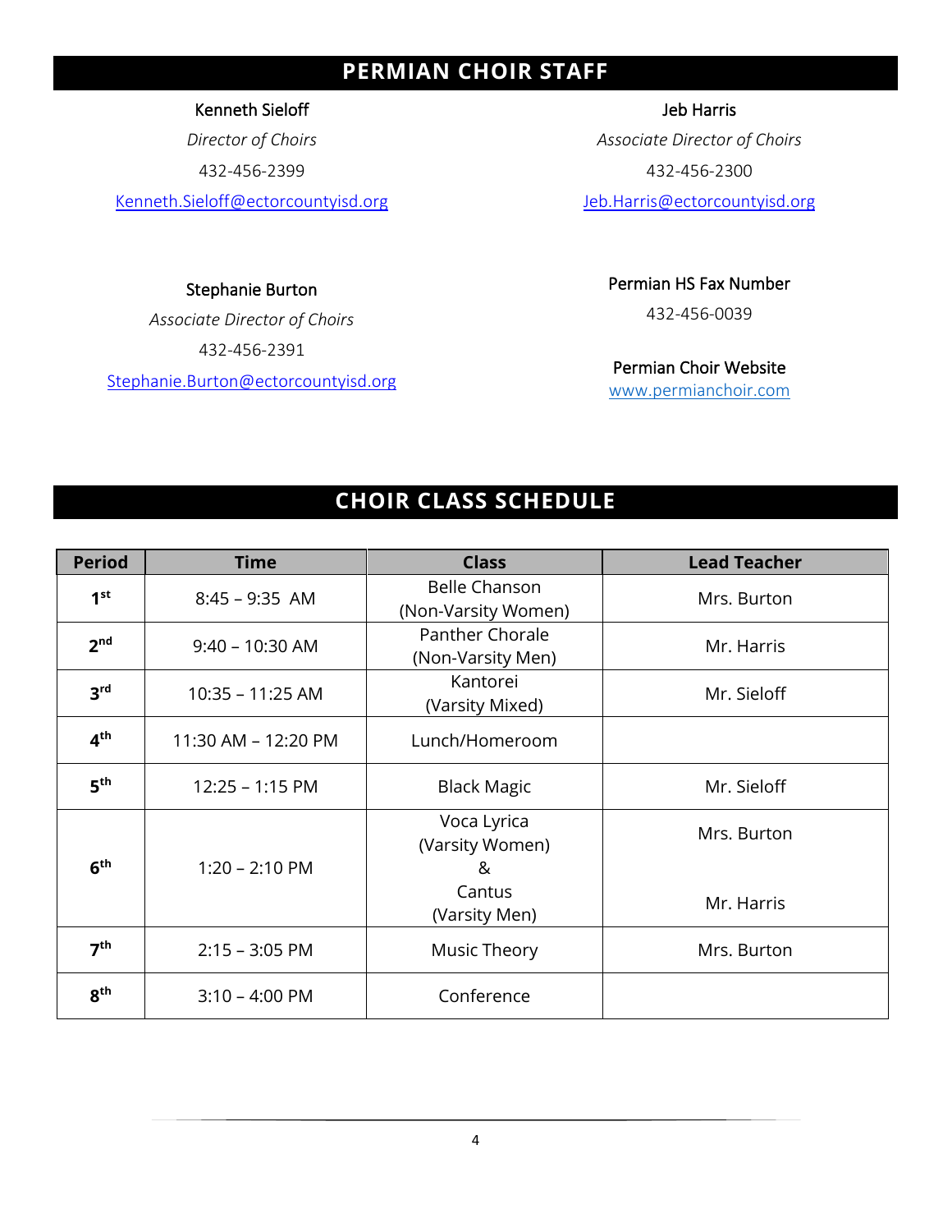## PERMIAN CHOIR STAFF

Kenneth Sieloff
*Director of Choirs*
432-456-2399
Kenneth.Sieloff@ectorcountyisd.org

Jeb Harris
*Associate Director of Choirs*
432-456-2300
Jeb.Harris@ectorcountyisd.org

Stephanie Burton
*Associate Director of Choirs*
432-456-2391
Stephanie.Burton@ectorcountyisd.org

Permian HS Fax Number
432-456-0039

Permian Choir Website
www.permianchoir.com

## CHOIR CLASS SCHEDULE

| Period | Time | Class | Lead Teacher |
|---|---|---|---|
| 1st | 8:45 – 9:35 AM | Belle Chanson (Non-Varsity Women) | Mrs. Burton |
| 2nd | 9:40 – 10:30 AM | Panther Chorale (Non-Varsity Men) | Mr. Harris |
| 3rd | 10:35 – 11:25 AM | Kantorei (Varsity Mixed) | Mr. Sieloff |
| 4th | 11:30 AM – 12:20 PM | Lunch/Homeroom | |
| 5th | 12:25 – 1:15 PM | Black Magic | Mr. Sieloff |
| 6th | 1:20 – 2:10 PM | Voca Lyrica (Varsity Women) & Cantus (Varsity Men) | Mrs. Burton / Mr. Harris |
| 7th | 2:15 – 3:05 PM | Music Theory | Mrs. Burton |
| 8th | 3:10 – 4:00 PM | Conference | |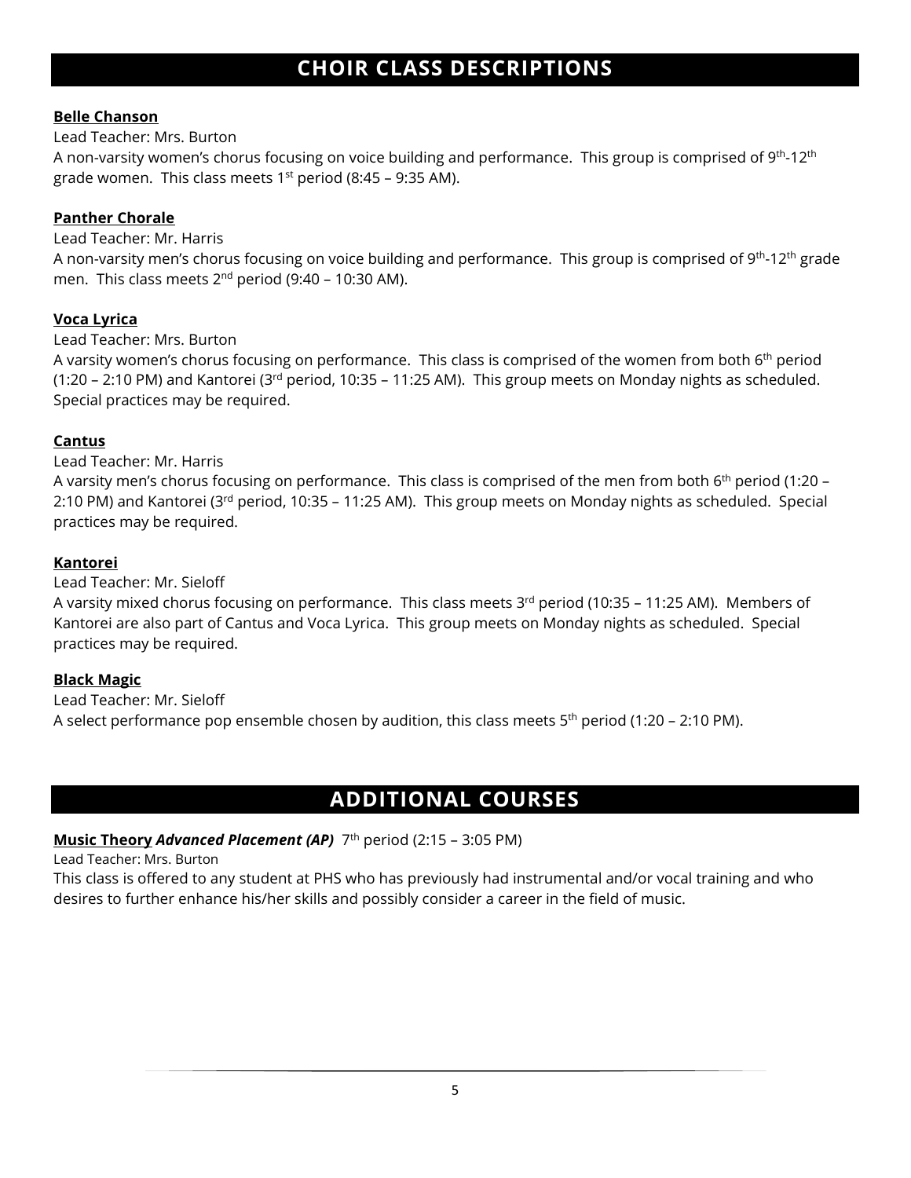## CHOIR CLASS DESCRIPTIONS

**Belle Chanson**

Lead Teacher: Mrs. Burton

A non-varsity women's chorus focusing on voice building and performance. This group is comprised of 9th-12th grade women. This class meets 1st period (8:45 – 9:35 AM).

**Panther Chorale**

Lead Teacher: Mr. Harris

A non-varsity men's chorus focusing on voice building and performance. This group is comprised of 9th-12th grade men. This class meets 2nd period (9:40 – 10:30 AM).

**Voca Lyrica**

Lead Teacher: Mrs. Burton

A varsity women's chorus focusing on performance. This class is comprised of the women from both 6th period (1:20 – 2:10 PM) and Kantorei (3rd period, 10:35 – 11:25 AM). This group meets on Monday nights as scheduled. Special practices may be required.

**Cantus**

Lead Teacher: Mr. Harris

A varsity men's chorus focusing on performance. This class is comprised of the men from both 6th period (1:20 – 2:10 PM) and Kantorei (3rd period, 10:35 – 11:25 AM). This group meets on Monday nights as scheduled. Special practices may be required.

**Kantorei**

Lead Teacher: Mr. Sieloff

A varsity mixed chorus focusing on performance. This class meets 3rd period (10:35 – 11:25 AM). Members of Kantorei are also part of Cantus and Voca Lyrica. This group meets on Monday nights as scheduled. Special practices may be required.

**Black Magic**

Lead Teacher: Mr. Sieloff

A select performance pop ensemble chosen by audition, this class meets 5th period (1:20 – 2:10 PM).

## ADDITIONAL COURSES

**Music Theory** ***Advanced Placement (AP)*** 7th period (2:15 – 3:05 PM)

Lead Teacher: Mrs. Burton

This class is offered to any student at PHS who has previously had instrumental and/or vocal training and who desires to further enhance his/her skills and possibly consider a career in the field of music.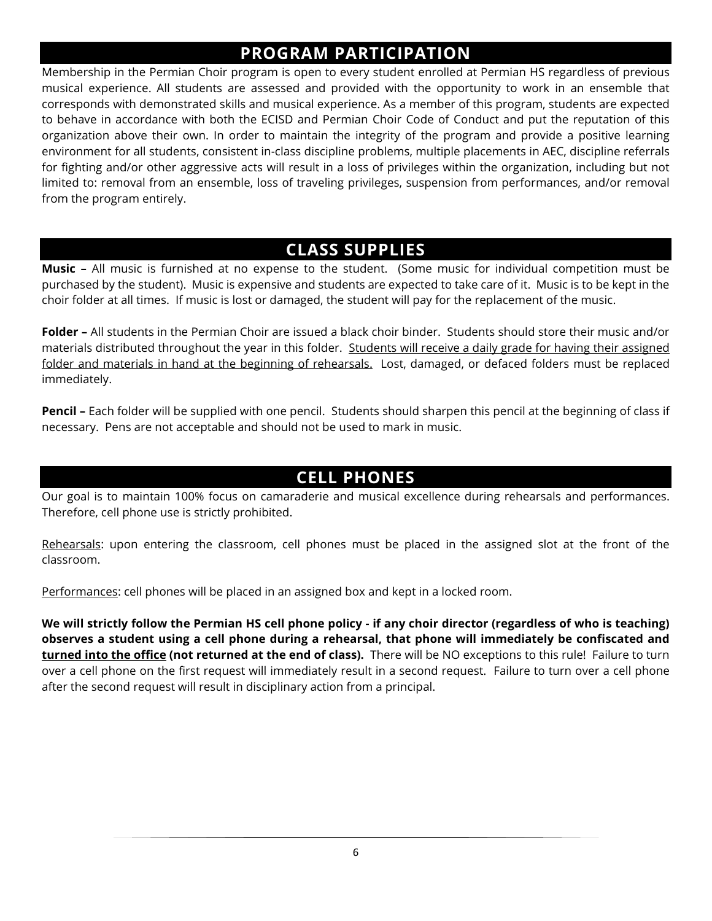## PROGRAM PARTICIPATION

Membership in the Permian Choir program is open to every student enrolled at Permian HS regardless of previous musical experience. All students are assessed and provided with the opportunity to work in an ensemble that corresponds with demonstrated skills and musical experience. As a member of this program, students are expected to behave in accordance with both the ECISD and Permian Choir Code of Conduct and put the reputation of this organization above their own. In order to maintain the integrity of the program and provide a positive learning environment for all students, consistent in-class discipline problems, multiple placements in AEC, discipline referrals for fighting and/or other aggressive acts will result in a loss of privileges within the organization, including but not limited to: removal from an ensemble, loss of traveling privileges, suspension from performances, and/or removal from the program entirely.

## CLASS SUPPLIES

**Music –** All music is furnished at no expense to the student. (Some music for individual competition must be purchased by the student). Music is expensive and students are expected to take care of it. Music is to be kept in the choir folder at all times. If music is lost or damaged, the student will pay for the replacement of the music.

**Folder –** All students in the Permian Choir are issued a black choir binder. Students should store their music and/or materials distributed throughout the year in this folder. <u>Students will receive a daily grade for having their assigned folder and materials in hand at the beginning of rehearsals.</u> Lost, damaged, or defaced folders must be replaced immediately.

**Pencil –** Each folder will be supplied with one pencil. Students should sharpen this pencil at the beginning of class if necessary. Pens are not acceptable and should not be used to mark in music.

## CELL PHONES

Our goal is to maintain 100% focus on camaraderie and musical excellence during rehearsals and performances. Therefore, cell phone use is strictly prohibited.

<u>Rehearsals</u>: upon entering the classroom, cell phones must be placed in the assigned slot at the front of the classroom.

<u>Performances</u>: cell phones will be placed in an assigned box and kept in a locked room.

**We will strictly follow the Permian HS cell phone policy - if any choir director (regardless of who is teaching) observes a student using a cell phone during a rehearsal, that phone will immediately be confiscated and <u>turned into the office</u> (not returned at the end of class).** There will be NO exceptions to this rule! Failure to turn over a cell phone on the first request will immediately result in a second request. Failure to turn over a cell phone after the second request will result in disciplinary action from a principal.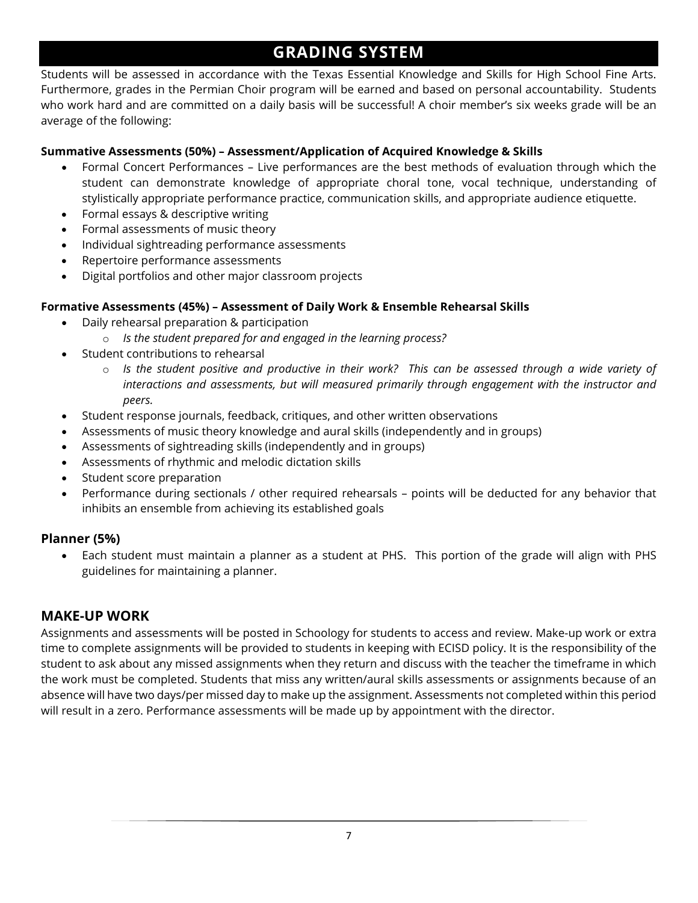# GRADING SYSTEM

Students will be assessed in accordance with the Texas Essential Knowledge and Skills for High School Fine Arts. Furthermore, grades in the Permian Choir program will be earned and based on personal accountability. Students who work hard and are committed on a daily basis will be successful! A choir member's six weeks grade will be an average of the following:

**Summative Assessments (50%) – Assessment/Application of Acquired Knowledge & Skills**

- Formal Concert Performances – Live performances are the best methods of evaluation through which the student can demonstrate knowledge of appropriate choral tone, vocal technique, understanding of stylistically appropriate performance practice, communication skills, and appropriate audience etiquette.
- Formal essays & descriptive writing
- Formal assessments of music theory
- Individual sightreading performance assessments
- Repertoire performance assessments
- Digital portfolios and other major classroom projects

**Formative Assessments (45%) – Assessment of Daily Work & Ensemble Rehearsal Skills**

- Daily rehearsal preparation & participation
  - *Is the student prepared for and engaged in the learning process?*
- Student contributions to rehearsal
  - *Is the student positive and productive in their work? This can be assessed through a wide variety of interactions and assessments, but will measured primarily through engagement with the instructor and peers.*
- Student response journals, feedback, critiques, and other written observations
- Assessments of music theory knowledge and aural skills (independently and in groups)
- Assessments of sightreading skills (independently and in groups)
- Assessments of rhythmic and melodic dictation skills
- Student score preparation
- Performance during sectionals / other required rehearsals – points will be deducted for any behavior that inhibits an ensemble from achieving its established goals

### Planner (5%)

- Each student must maintain a planner as a student at PHS. This portion of the grade will align with PHS guidelines for maintaining a planner.

## MAKE-UP WORK

Assignments and assessments will be posted in Schoology for students to access and review. Make-up work or extra time to complete assignments will be provided to students in keeping with ECISD policy. It is the responsibility of the student to ask about any missed assignments when they return and discuss with the teacher the timeframe in which the work must be completed. Students that miss any written/aural skills assessments or assignments because of an absence will have two days/per missed day to make up the assignment. Assessments not completed within this period will result in a zero. Performance assessments will be made up by appointment with the director.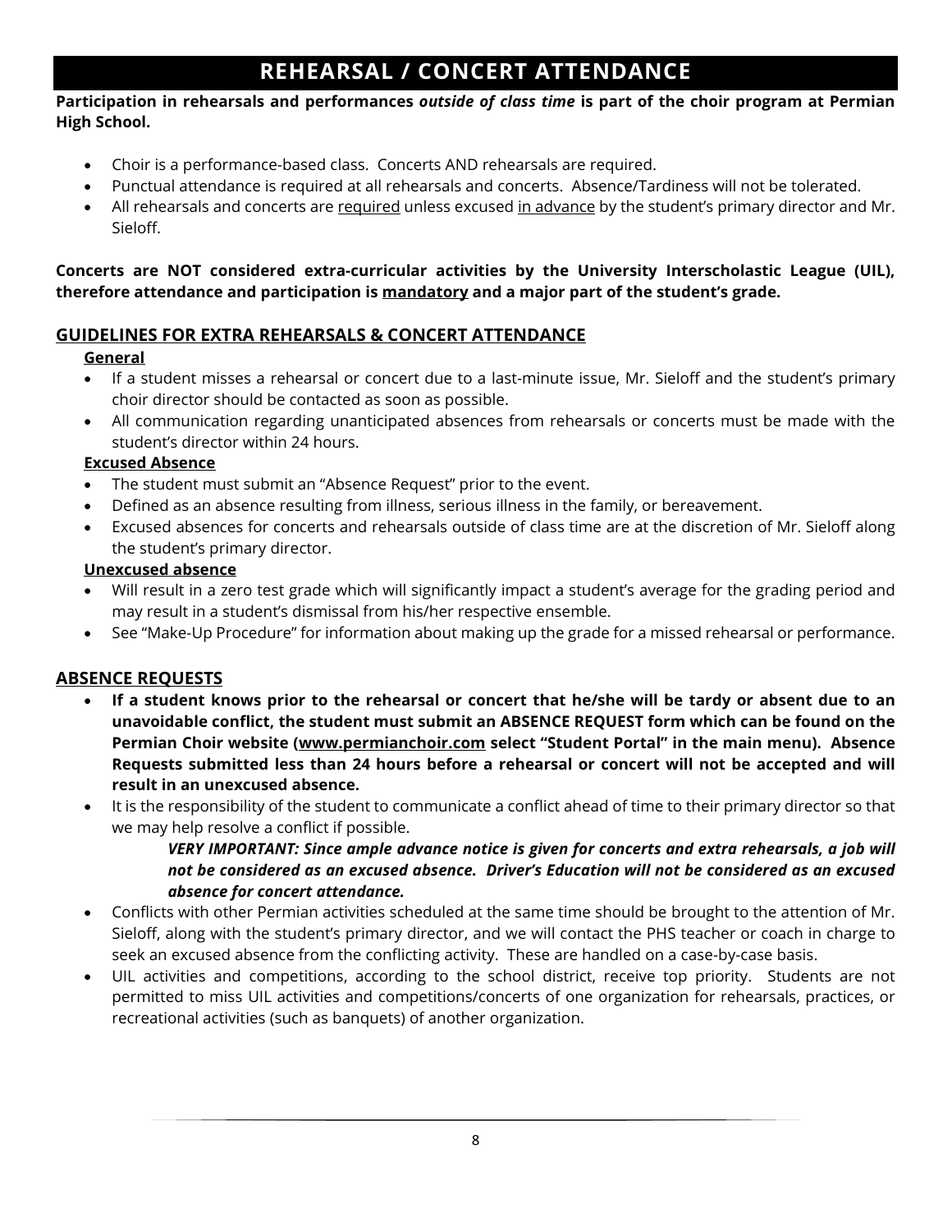# REHEARSAL / CONCERT ATTENDANCE

**Participation in rehearsals and performances *outside of class time* is part of the choir program at Permian High School.**

- Choir is a performance-based class. Concerts AND rehearsals are required.
- Punctual attendance is required at all rehearsals and concerts. Absence/Tardiness will not be tolerated.
- All rehearsals and concerts are <u>required</u> unless excused <u>in advance</u> by the student's primary director and Mr. Sieloff.

**Concerts are NOT considered extra-curricular activities by the University Interscholastic League (UIL), therefore attendance and participation is <u>mandatory</u> and a major part of the student's grade.**

## GUIDELINES FOR EXTRA REHEARSALS & CONCERT ATTENDANCE

### General

- If a student misses a rehearsal or concert due to a last-minute issue, Mr. Sieloff and the student's primary choir director should be contacted as soon as possible.
- All communication regarding unanticipated absences from rehearsals or concerts must be made with the student's director within 24 hours.

### Excused Absence

- The student must submit an "Absence Request" prior to the event.
- Defined as an absence resulting from illness, serious illness in the family, or bereavement.
- Excused absences for concerts and rehearsals outside of class time are at the discretion of Mr. Sieloff along the student's primary director.

### Unexcused absence

- Will result in a zero test grade which will significantly impact a student's average for the grading period and may result in a student's dismissal from his/her respective ensemble.
- See "Make-Up Procedure" for information about making up the grade for a missed rehearsal or performance.

## ABSENCE REQUESTS

- **If a student knows prior to the rehearsal or concert that he/she will be tardy or absent due to an unavoidable conflict, the student must submit an ABSENCE REQUEST form which can be found on the Permian Choir website (<u>www.permianchoir.com</u> select "Student Portal" in the main menu). Absence Requests submitted less than 24 hours before a rehearsal or concert will not be accepted and will result in an unexcused absence.**
- It is the responsibility of the student to communicate a conflict ahead of time to their primary director so that we may help resolve a conflict if possible.

  ***VERY IMPORTANT: Since ample advance notice is given for concerts and extra rehearsals, a job will not be considered as an excused absence. Driver's Education will not be considered as an excused absence for concert attendance.***
- Conflicts with other Permian activities scheduled at the same time should be brought to the attention of Mr. Sieloff, along with the student's primary director, and we will contact the PHS teacher or coach in charge to seek an excused absence from the conflicting activity. These are handled on a case-by-case basis.
- UIL activities and competitions, according to the school district, receive top priority. Students are not permitted to miss UIL activities and competitions/concerts of one organization for rehearsals, practices, or recreational activities (such as banquets) of another organization.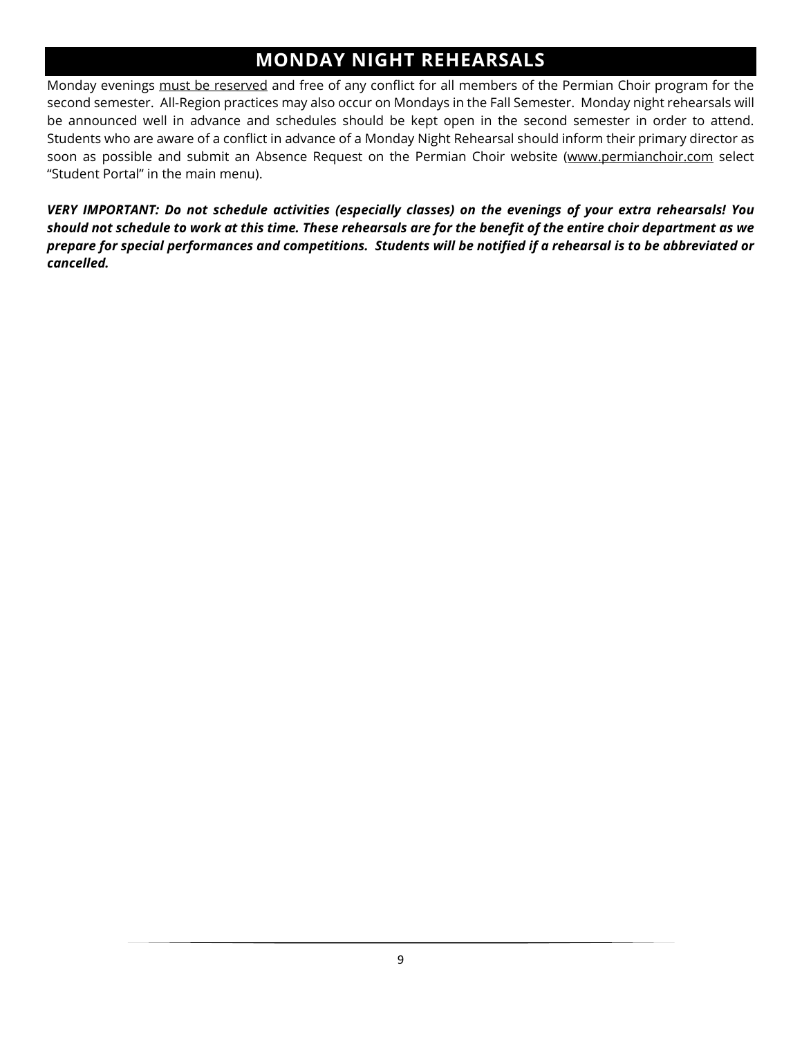## MONDAY NIGHT REHEARSALS

Monday evenings <u>must be reserved</u> and free of any conflict for all members of the Permian Choir program for the second semester. All-Region practices may also occur on Mondays in the Fall Semester. Monday night rehearsals will be announced well in advance and schedules should be kept open in the second semester in order to attend. Students who are aware of a conflict in advance of a Monday Night Rehearsal should inform their primary director as soon as possible and submit an Absence Request on the Permian Choir website (www.permianchoir.com select "Student Portal" in the main menu).

***VERY IMPORTANT: Do not schedule activities (especially classes) on the evenings of your extra rehearsals! You should not schedule to work at this time. These rehearsals are for the benefit of the entire choir department as we prepare for special performances and competitions. Students will be notified if a rehearsal is to be abbreviated or cancelled.***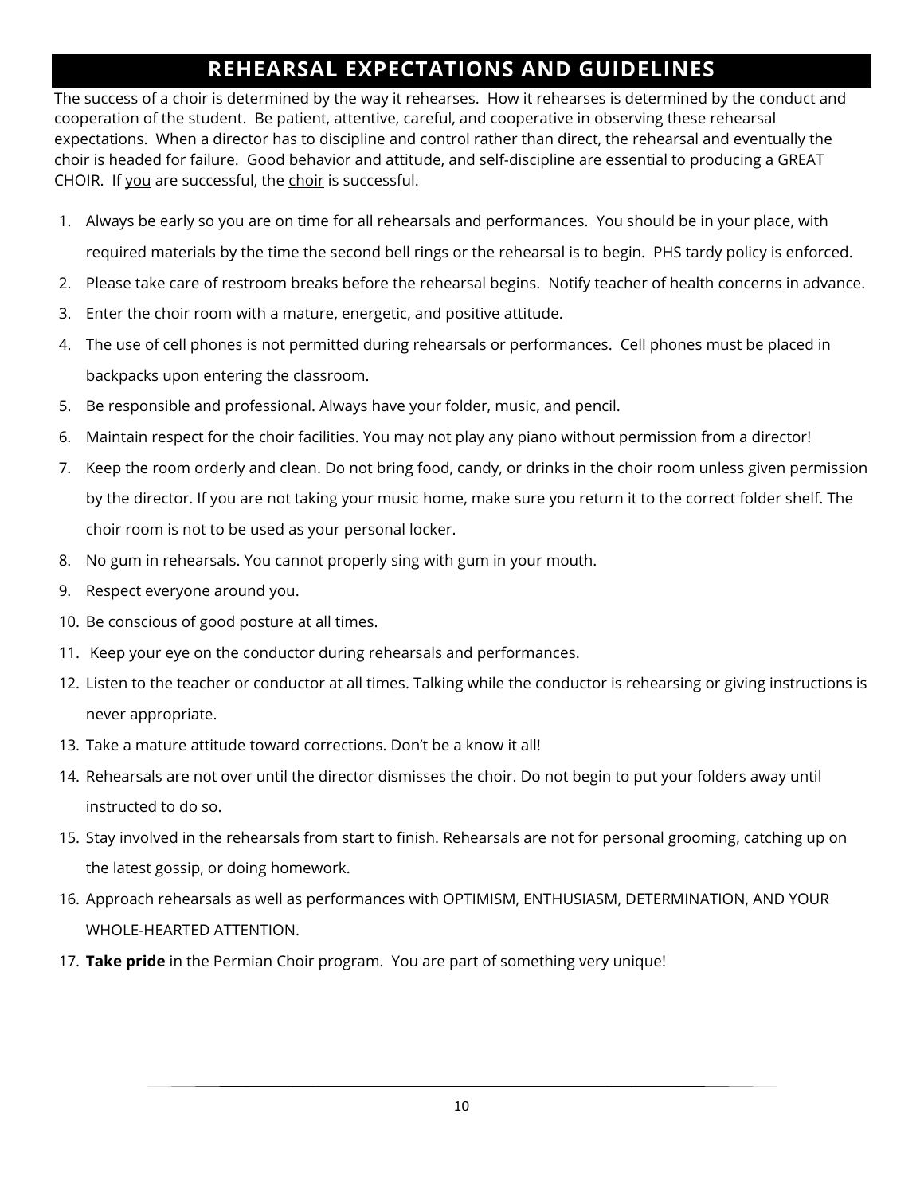# REHEARSAL EXPECTATIONS AND GUIDELINES

The success of a choir is determined by the way it rehearses. How it rehearses is determined by the conduct and cooperation of the student. Be patient, attentive, careful, and cooperative in observing these rehearsal expectations. When a director has to discipline and control rather than direct, the rehearsal and eventually the choir is headed for failure. Good behavior and attitude, and self-discipline are essential to producing a GREAT CHOIR. If <u>you</u> are successful, the <u>choir</u> is successful.

1. Always be early so you are on time for all rehearsals and performances. You should be in your place, with required materials by the time the second bell rings or the rehearsal is to begin. PHS tardy policy is enforced.
2. Please take care of restroom breaks before the rehearsal begins. Notify teacher of health concerns in advance.
3. Enter the choir room with a mature, energetic, and positive attitude.
4. The use of cell phones is not permitted during rehearsals or performances. Cell phones must be placed in backpacks upon entering the classroom.
5. Be responsible and professional. Always have your folder, music, and pencil.
6. Maintain respect for the choir facilities. You may not play any piano without permission from a director!
7. Keep the room orderly and clean. Do not bring food, candy, or drinks in the choir room unless given permission by the director. If you are not taking your music home, make sure you return it to the correct folder shelf. The choir room is not to be used as your personal locker.
8. No gum in rehearsals. You cannot properly sing with gum in your mouth.
9. Respect everyone around you.
10. Be conscious of good posture at all times.
11. Keep your eye on the conductor during rehearsals and performances.
12. Listen to the teacher or conductor at all times. Talking while the conductor is rehearsing or giving instructions is never appropriate.
13. Take a mature attitude toward corrections. Don't be a know it all!
14. Rehearsals are not over until the director dismisses the choir. Do not begin to put your folders away until instructed to do so.
15. Stay involved in the rehearsals from start to finish. Rehearsals are not for personal grooming, catching up on the latest gossip, or doing homework.
16. Approach rehearsals as well as performances with OPTIMISM, ENTHUSIASM, DETERMINATION, AND YOUR WHOLE-HEARTED ATTENTION.
17. **Take pride** in the Permian Choir program. You are part of something very unique!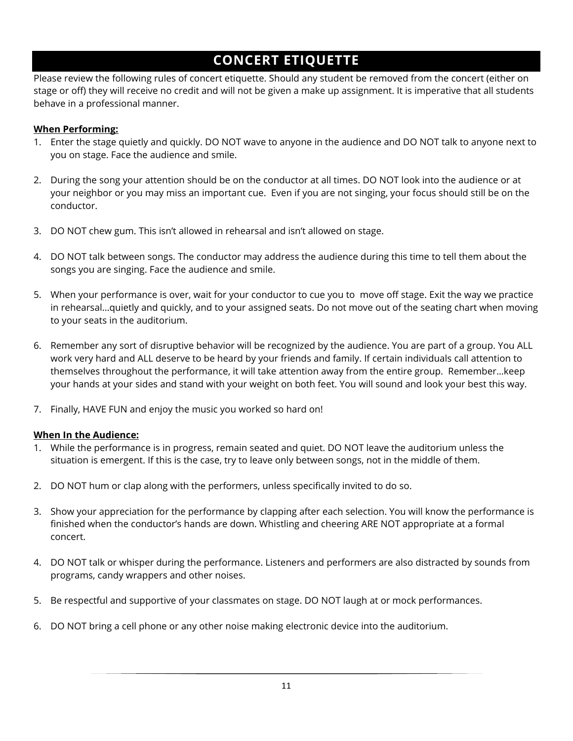# CONCERT ETIQUETTE

Please review the following rules of concert etiquette. Should any student be removed from the concert (either on stage or off) they will receive no credit and will not be given a make up assignment. It is imperative that all students behave in a professional manner.

**<u>When Performing:</u>**

1. Enter the stage quietly and quickly. DO NOT wave to anyone in the audience and DO NOT talk to anyone next to you on stage. Face the audience and smile.

2. During the song your attention should be on the conductor at all times. DO NOT look into the audience or at your neighbor or you may miss an important cue. Even if you are not singing, your focus should still be on the conductor.

3. DO NOT chew gum. This isn't allowed in rehearsal and isn't allowed on stage.

4. DO NOT talk between songs. The conductor may address the audience during this time to tell them about the songs you are singing. Face the audience and smile.

5. When your performance is over, wait for your conductor to cue you to move off stage. Exit the way we practice in rehearsal…quietly and quickly, and to your assigned seats. Do not move out of the seating chart when moving to your seats in the auditorium.

6. Remember any sort of disruptive behavior will be recognized by the audience. You are part of a group. You ALL work very hard and ALL deserve to be heard by your friends and family. If certain individuals call attention to themselves throughout the performance, it will take attention away from the entire group. Remember…keep your hands at your sides and stand with your weight on both feet. You will sound and look your best this way.

7. Finally, HAVE FUN and enjoy the music you worked so hard on!

**<u>When In the Audience:</u>**

1. While the performance is in progress, remain seated and quiet. DO NOT leave the auditorium unless the situation is emergent. If this is the case, try to leave only between songs, not in the middle of them.

2. DO NOT hum or clap along with the performers, unless specifically invited to do so.

3. Show your appreciation for the performance by clapping after each selection. You will know the performance is finished when the conductor's hands are down. Whistling and cheering ARE NOT appropriate at a formal concert.

4. DO NOT talk or whisper during the performance. Listeners and performers are also distracted by sounds from programs, candy wrappers and other noises.

5. Be respectful and supportive of your classmates on stage. DO NOT laugh at or mock performances.

6. DO NOT bring a cell phone or any other noise making electronic device into the auditorium.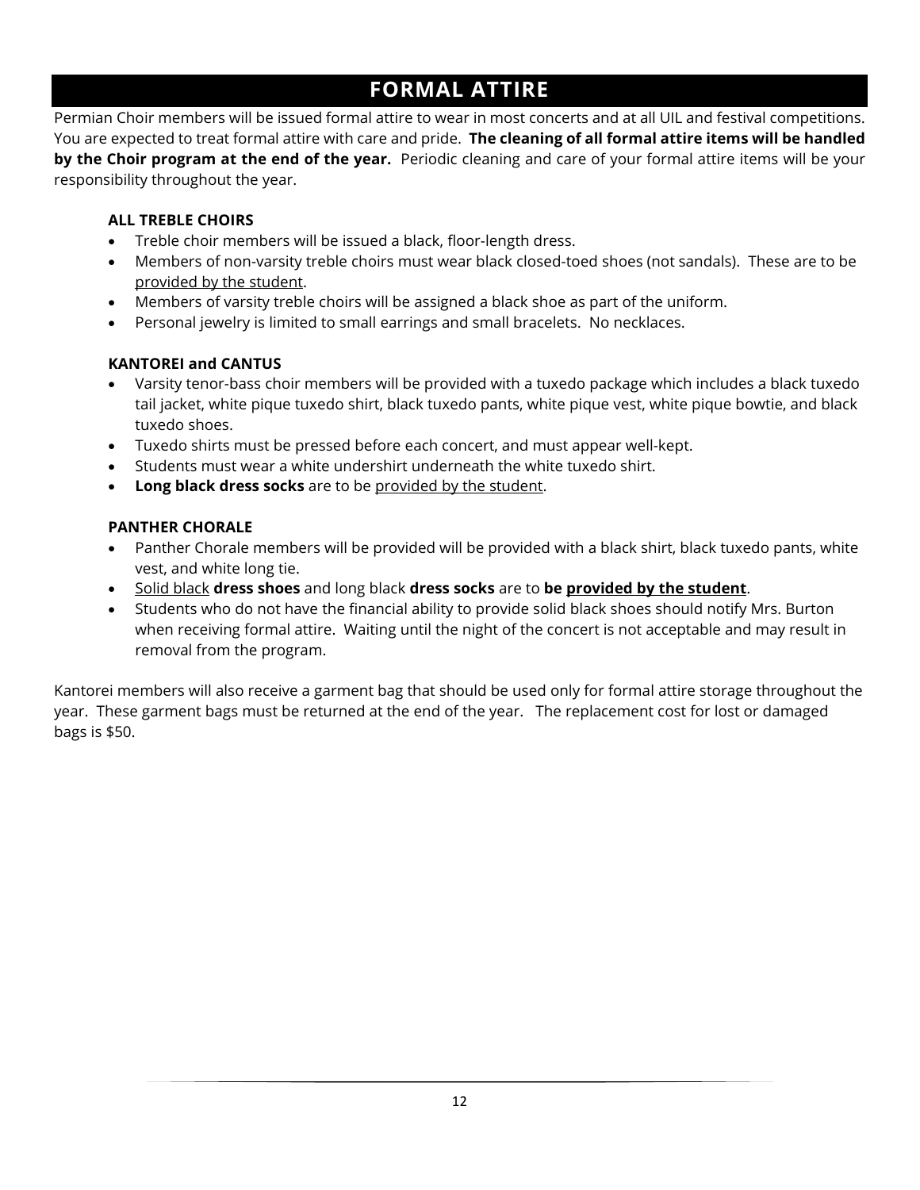# FORMAL ATTIRE

Permian Choir members will be issued formal attire to wear in most concerts and at all UIL and festival competitions. You are expected to treat formal attire with care and pride. **The cleaning of all formal attire items will be handled by the Choir program at the end of the year.** Periodic cleaning and care of your formal attire items will be your responsibility throughout the year.

**ALL TREBLE CHOIRS**

- Treble choir members will be issued a black, floor-length dress.
- Members of non-varsity treble choirs must wear black closed-toed shoes (not sandals). These are to be <u>provided by the student</u>.
- Members of varsity treble choirs will be assigned a black shoe as part of the uniform.
- Personal jewelry is limited to small earrings and small bracelets. No necklaces.

**KANTOREI and CANTUS**

- Varsity tenor-bass choir members will be provided with a tuxedo package which includes a black tuxedo tail jacket, white pique tuxedo shirt, black tuxedo pants, white pique vest, white pique bowtie, and black tuxedo shoes.
- Tuxedo shirts must be pressed before each concert, and must appear well-kept.
- Students must wear a white undershirt underneath the white tuxedo shirt.
- **Long black dress socks** are to be <u>provided by the student</u>.

**PANTHER CHORALE**

- Panther Chorale members will be provided will be provided with a black shirt, black tuxedo pants, white vest, and white long tie.
- <u>Solid black</u> **dress shoes** and long black **dress socks** are to **be <u>provided by the student</u>**.
- Students who do not have the financial ability to provide solid black shoes should notify Mrs. Burton when receiving formal attire. Waiting until the night of the concert is not acceptable and may result in removal from the program.

Kantorei members will also receive a garment bag that should be used only for formal attire storage throughout the year. These garment bags must be returned at the end of the year. The replacement cost for lost or damaged bags is $50.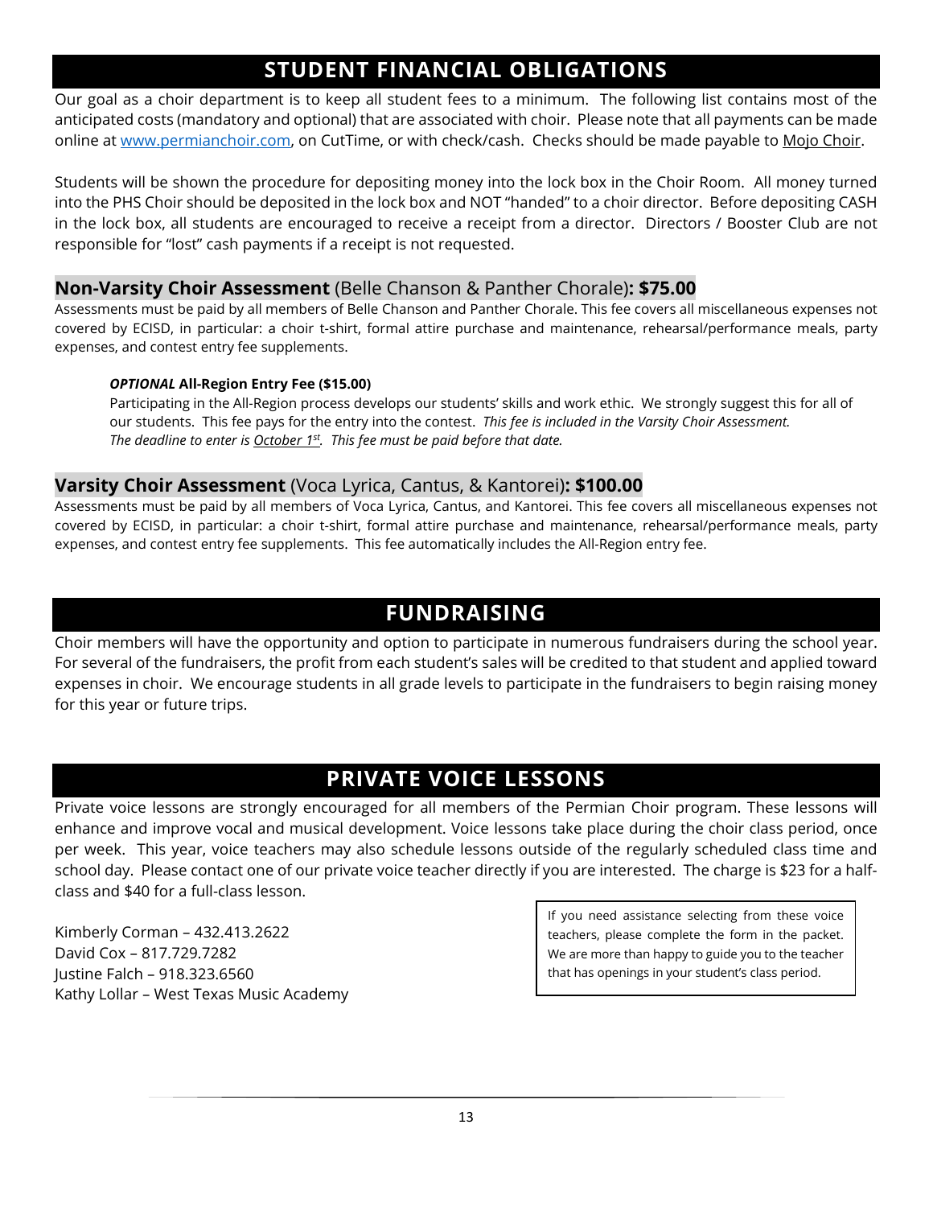## STUDENT FINANCIAL OBLIGATIONS

Our goal as a choir department is to keep all student fees to a minimum. The following list contains most of the anticipated costs (mandatory and optional) that are associated with choir. Please note that all payments can be made online at [www.permianchoir.com](http://www.permianchoir.com), on CutTime, or with check/cash. Checks should be made payable to Mojo Choir.

Students will be shown the procedure for depositing money into the lock box in the Choir Room. All money turned into the PHS Choir should be deposited in the lock box and NOT "handed" to a choir director. Before depositing CASH in the lock box, all students are encouraged to receive a receipt from a director. Directors / Booster Club are not responsible for "lost" cash payments if a receipt is not requested.

### **Non-Varsity Choir Assessment** (Belle Chanson & Panther Chorale)**: $75.00**

Assessments must be paid by all members of Belle Chanson and Panther Chorale. This fee covers all miscellaneous expenses not covered by ECISD, in particular: a choir t-shirt, formal attire purchase and maintenance, rehearsal/performance meals, party expenses, and contest entry fee supplements.

> ***OPTIONAL*** **All-Region Entry Fee ($15.00)**
>
> Participating in the All-Region process develops our students' skills and work ethic. We strongly suggest this for all of our students. This fee pays for the entry into the contest. *This fee is included in the Varsity Choir Assessment. The deadline to enter is October 1st. This fee must be paid before that date.*

### **Varsity Choir Assessment** (Voca Lyrica, Cantus, & Kantorei)**: $100.00**

Assessments must be paid by all members of Voca Lyrica, Cantus, and Kantorei. This fee covers all miscellaneous expenses not covered by ECISD, in particular: a choir t-shirt, formal attire purchase and maintenance, rehearsal/performance meals, party expenses, and contest entry fee supplements. This fee automatically includes the All-Region entry fee.

## FUNDRAISING

Choir members will have the opportunity and option to participate in numerous fundraisers during the school year. For several of the fundraisers, the profit from each student's sales will be credited to that student and applied toward expenses in choir. We encourage students in all grade levels to participate in the fundraisers to begin raising money for this year or future trips.

## PRIVATE VOICE LESSONS

Private voice lessons are strongly encouraged for all members of the Permian Choir program. These lessons will enhance and improve vocal and musical development. Voice lessons take place during the choir class period, once per week. This year, voice teachers may also schedule lessons outside of the regularly scheduled class time and school day. Please contact one of our private voice teacher directly if you are interested. The charge is $23 for a half-class and $40 for a full-class lesson.

Kimberly Corman – 432.413.2622
David Cox – 817.729.7282
Justine Falch – 918.323.6560
Kathy Lollar – West Texas Music Academy

> If you need assistance selecting from these voice teachers, please complete the form in the packet. We are more than happy to guide you to the teacher that has openings in your student's class period.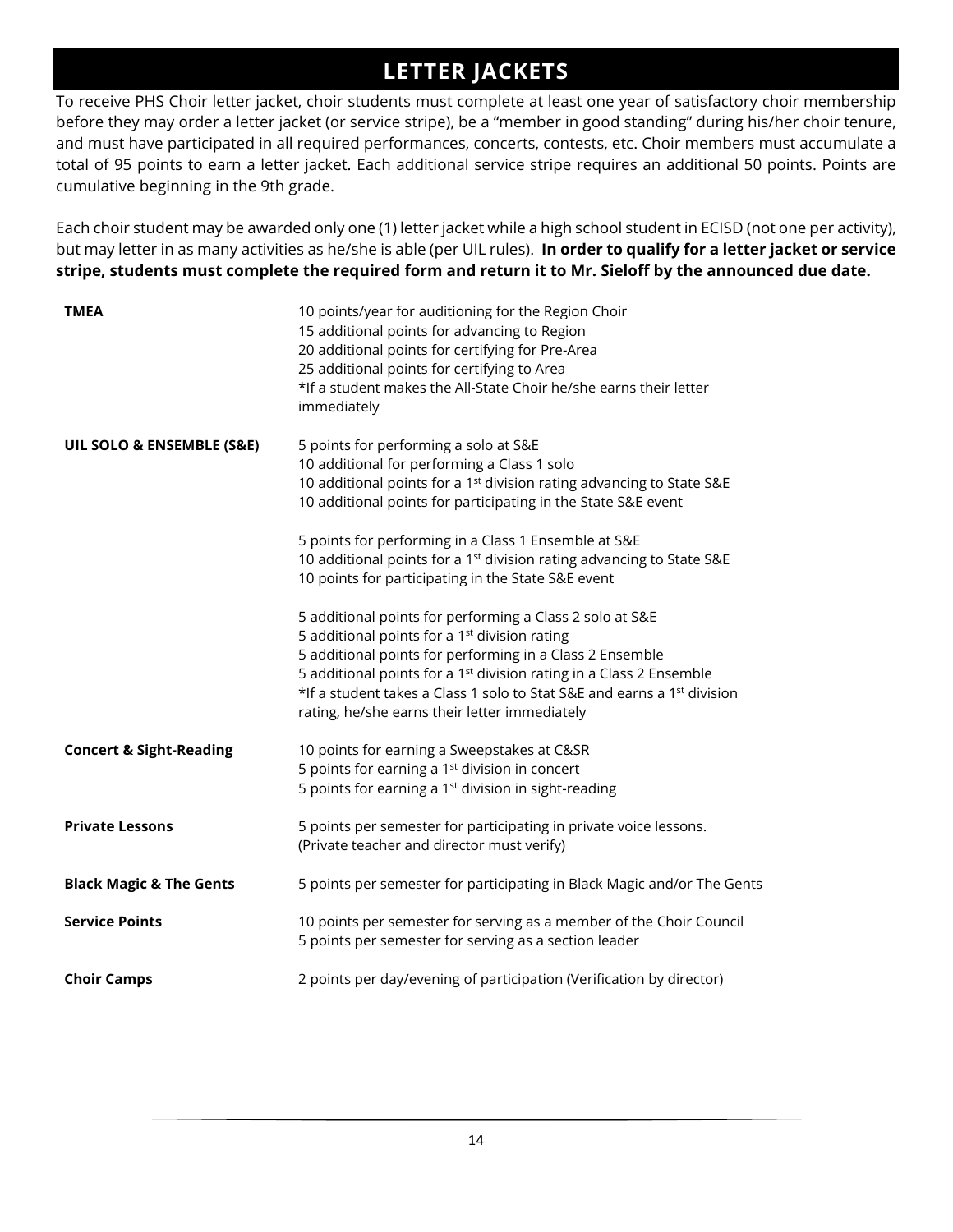# LETTER JACKETS

To receive PHS Choir letter jacket, choir students must complete at least one year of satisfactory choir membership before they may order a letter jacket (or service stripe), be a "member in good standing" during his/her choir tenure, and must have participated in all required performances, concerts, contests, etc. Choir members must accumulate a total of 95 points to earn a letter jacket. Each additional service stripe requires an additional 50 points. Points are cumulative beginning in the 9th grade.

Each choir student may be awarded only one (1) letter jacket while a high school student in ECISD (not one per activity), but may letter in as many activities as he/she is able (per UIL rules). **In order to qualify for a letter jacket or service stripe, students must complete the required form and return it to Mr. Sieloff by the announced due date.**

| | |
|---|---|
| **TMEA** | 10 points/year for auditioning for the Region Choir<br>15 additional points for advancing to Region<br>20 additional points for certifying for Pre-Area<br>25 additional points for certifying to Area<br>*If a student makes the All-State Choir he/she earns their letter immediately |
| **UIL SOLO & ENSEMBLE (S&E)** | 5 points for performing a solo at S&E<br>10 additional for performing a Class 1 solo<br>10 additional points for a 1st division rating advancing to State S&E<br>10 additional points for participating in the State S&E event<br><br>5 points for performing in a Class 1 Ensemble at S&E<br>10 additional points for a 1st division rating advancing to State S&E<br>10 points for participating in the State S&E event<br><br>5 additional points for performing a Class 2 solo at S&E<br>5 additional points for a 1st division rating<br>5 additional points for performing in a Class 2 Ensemble<br>5 additional points for a 1st division rating in a Class 2 Ensemble<br>*If a student takes a Class 1 solo to Stat S&E and earns a 1st division rating, he/she earns their letter immediately |
| **Concert & Sight-Reading** | 10 points for earning a Sweepstakes at C&SR<br>5 points for earning a 1st division in concert<br>5 points for earning a 1st division in sight-reading |
| **Private Lessons** | 5 points per semester for participating in private voice lessons.<br>(Private teacher and director must verify) |
| **Black Magic & The Gents** | 5 points per semester for participating in Black Magic and/or The Gents |
| **Service Points** | 10 points per semester for serving as a member of the Choir Council<br>5 points per semester for serving as a section leader |
| **Choir Camps** | 2 points per day/evening of participation (Verification by director) |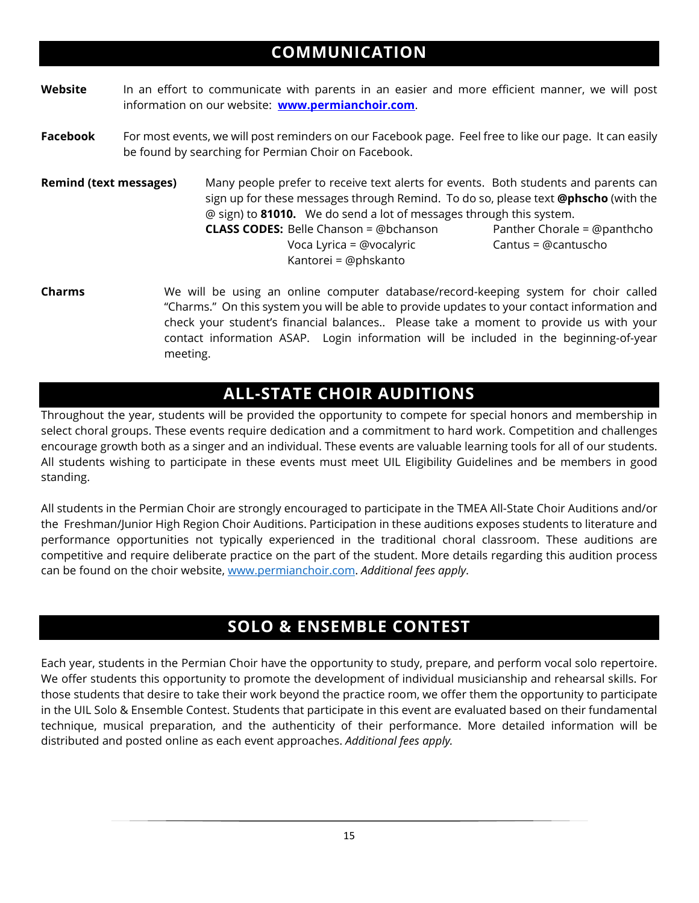## COMMUNICATION

**Website** In an effort to communicate with parents in an easier and more efficient manner, we will post information on our website: **[www.permianchoir.com](http://www.permianchoir.com)**.

**Facebook** For most events, we will post reminders on our Facebook page. Feel free to like our page. It can easily be found by searching for Permian Choir on Facebook.

**Remind (text messages)** Many people prefer to receive text alerts for events. Both students and parents can sign up for these messages through Remind. To do so, please text **@phscho** (with the @ sign) to **81010.** We do send a lot of messages through this system.

**CLASS CODES:**

- Belle Chanson = @bchanson
- Panther Chorale = @panthcho
- Voca Lyrica = @vocalyric
- Cantus = @cantuscho
- Kantorei = @phskanto

**Charms** We will be using an online computer database/record-keeping system for choir called "Charms." On this system you will be able to provide updates to your contact information and check your student's financial balances.. Please take a moment to provide us with your contact information ASAP. Login information will be included in the beginning-of-year meeting.

## ALL-STATE CHOIR AUDITIONS

Throughout the year, students will be provided the opportunity to compete for special honors and membership in select choral groups. These events require dedication and a commitment to hard work. Competition and challenges encourage growth both as a singer and an individual. These events are valuable learning tools for all of our students. All students wishing to participate in these events must meet UIL Eligibility Guidelines and be members in good standing.

All students in the Permian Choir are strongly encouraged to participate in the TMEA All-State Choir Auditions and/or the Freshman/Junior High Region Choir Auditions. Participation in these auditions exposes students to literature and performance opportunities not typically experienced in the traditional choral classroom. These auditions are competitive and require deliberate practice on the part of the student. More details regarding this audition process can be found on the choir website, [www.permianchoir.com](http://www.permianchoir.com). *Additional fees apply*.

## SOLO & ENSEMBLE CONTEST

Each year, students in the Permian Choir have the opportunity to study, prepare, and perform vocal solo repertoire. We offer students this opportunity to promote the development of individual musicianship and rehearsal skills. For those students that desire to take their work beyond the practice room, we offer them the opportunity to participate in the UIL Solo & Ensemble Contest. Students that participate in this event are evaluated based on their fundamental technique, musical preparation, and the authenticity of their performance. More detailed information will be distributed and posted online as each event approaches. *Additional fees apply.*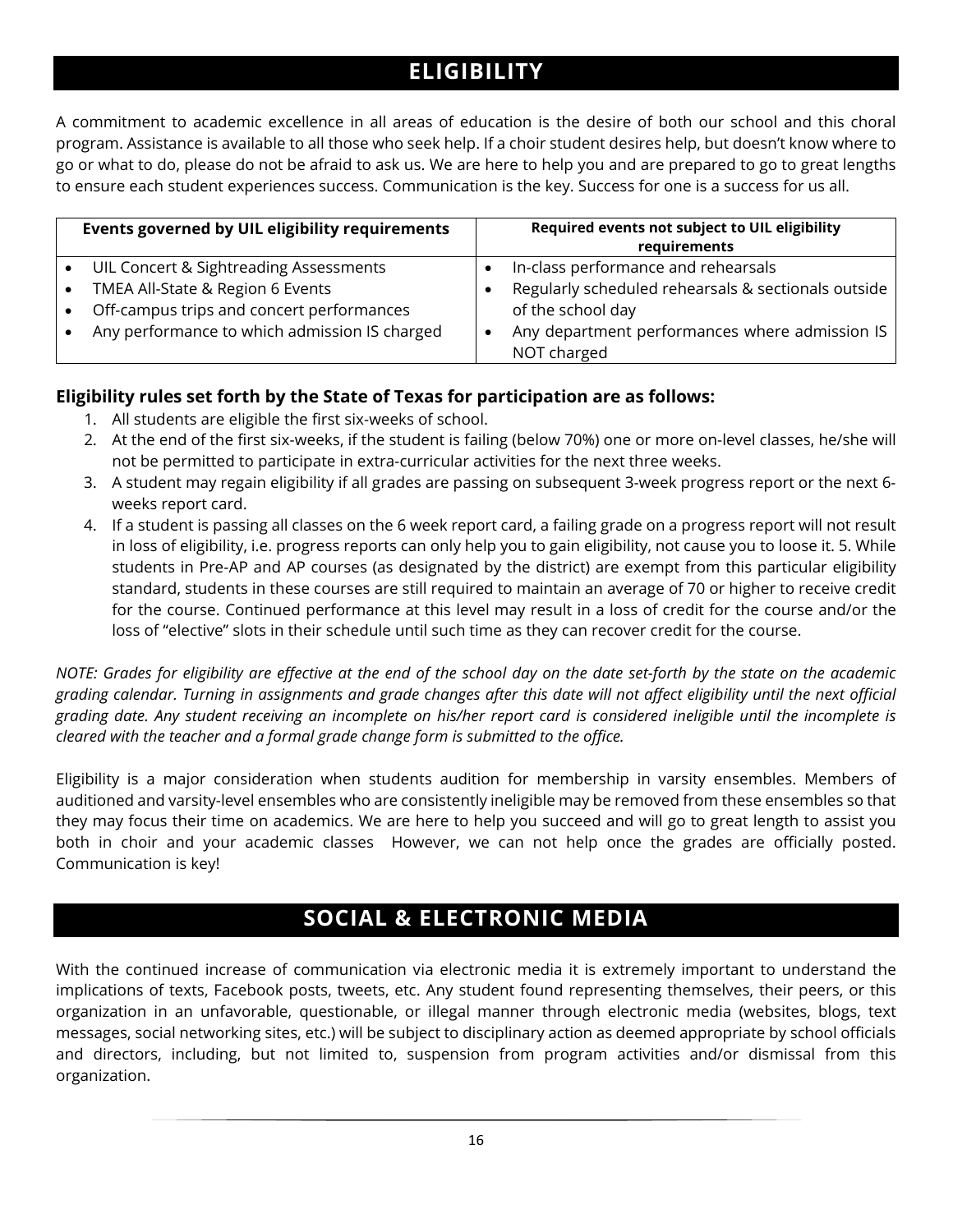## ELIGIBILITY

A commitment to academic excellence in all areas of education is the desire of both our school and this choral program. Assistance is available to all those who seek help. If a choir student desires help, but doesn't know where to go or what to do, please do not be afraid to ask us. We are here to help you and are prepared to go to great lengths to ensure each student experiences success. Communication is the key. Success for one is a success for us all.

| Events governed by UIL eligibility requirements | Required events not subject to UIL eligibility requirements |
|---|---|
| • UIL Concert & Sightreading Assessments<br>• TMEA All-State & Region 6 Events<br>• Off-campus trips and concert performances<br>• Any performance to which admission IS charged | • In-class performance and rehearsals<br>• Regularly scheduled rehearsals & sectionals outside of the school day<br>• Any department performances where admission IS NOT charged |

**Eligibility rules set forth by the State of Texas for participation are as follows:**

1. All students are eligible the first six-weeks of school.
2. At the end of the first six-weeks, if the student is failing (below 70%) one or more on-level classes, he/she will not be permitted to participate in extra-curricular activities for the next three weeks.
3. A student may regain eligibility if all grades are passing on subsequent 3-week progress report or the next 6-weeks report card.
4. If a student is passing all classes on the 6 week report card, a failing grade on a progress report will not result in loss of eligibility, i.e. progress reports can only help you to gain eligibility, not cause you to loose it. 5. While students in Pre-AP and AP courses (as designated by the district) are exempt from this particular eligibility standard, students in these courses are still required to maintain an average of 70 or higher to receive credit for the course. Continued performance at this level may result in a loss of credit for the course and/or the loss of "elective" slots in their schedule until such time as they can recover credit for the course.

*NOTE: Grades for eligibility are effective at the end of the school day on the date set-forth by the state on the academic grading calendar. Turning in assignments and grade changes after this date will not affect eligibility until the next official grading date. Any student receiving an incomplete on his/her report card is considered ineligible until the incomplete is cleared with the teacher and a formal grade change form is submitted to the office.*

Eligibility is a major consideration when students audition for membership in varsity ensembles. Members of auditioned and varsity-level ensembles who are consistently ineligible may be removed from these ensembles so that they may focus their time on academics. We are here to help you succeed and will go to great length to assist you both in choir and your academic classes However, we can not help once the grades are officially posted. Communication is key!

## SOCIAL & ELECTRONIC MEDIA

With the continued increase of communication via electronic media it is extremely important to understand the implications of texts, Facebook posts, tweets, etc. Any student found representing themselves, their peers, or this organization in an unfavorable, questionable, or illegal manner through electronic media (websites, blogs, text messages, social networking sites, etc.) will be subject to disciplinary action as deemed appropriate by school officials and directors, including, but not limited to, suspension from program activities and/or dismissal from this organization.